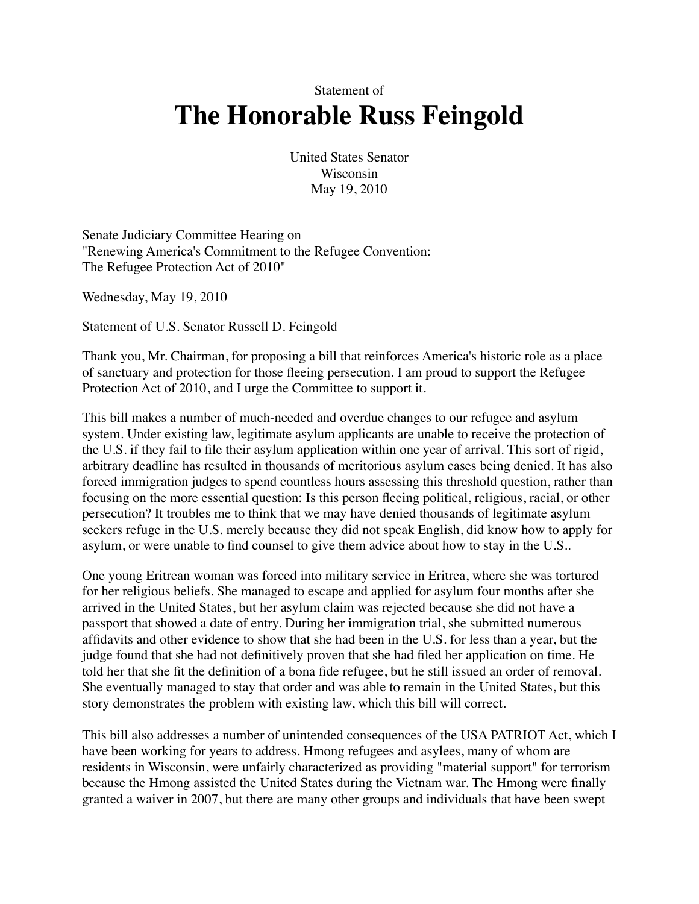Statement of

# The Honorable Russ Feingold

United States Senator
Wisconsin
May 19, 2010

Senate Judiciary Committee Hearing on
"Renewing America's Commitment to the Refugee Convention:
The Refugee Protection Act of 2010"

Wednesday, May 19, 2010

Statement of U.S. Senator Russell D. Feingold

Thank you, Mr. Chairman, for proposing a bill that reinforces America's historic role as a place of sanctuary and protection for those fleeing persecution. I am proud to support the Refugee Protection Act of 2010, and I urge the Committee to support it.

This bill makes a number of much-needed and overdue changes to our refugee and asylum system. Under existing law, legitimate asylum applicants are unable to receive the protection of the U.S. if they fail to file their asylum application within one year of arrival. This sort of rigid, arbitrary deadline has resulted in thousands of meritorious asylum cases being denied. It has also forced immigration judges to spend countless hours assessing this threshold question, rather than focusing on the more essential question: Is this person fleeing political, religious, racial, or other persecution? It troubles me to think that we may have denied thousands of legitimate asylum seekers refuge in the U.S. merely because they did not speak English, did know how to apply for asylum, or were unable to find counsel to give them advice about how to stay in the U.S..

One young Eritrean woman was forced into military service in Eritrea, where she was tortured for her religious beliefs. She managed to escape and applied for asylum four months after she arrived in the United States, but her asylum claim was rejected because she did not have a passport that showed a date of entry. During her immigration trial, she submitted numerous affidavits and other evidence to show that she had been in the U.S. for less than a year, but the judge found that she had not definitively proven that she had filed her application on time. He told her that she fit the definition of a bona fide refugee, but he still issued an order of removal. She eventually managed to stay that order and was able to remain in the United States, but this story demonstrates the problem with existing law, which this bill will correct.

This bill also addresses a number of unintended consequences of the USA PATRIOT Act, which I have been working for years to address. Hmong refugees and asylees, many of whom are residents in Wisconsin, were unfairly characterized as providing "material support" for terrorism because the Hmong assisted the United States during the Vietnam war. The Hmong were finally granted a waiver in 2007, but there are many other groups and individuals that have been swept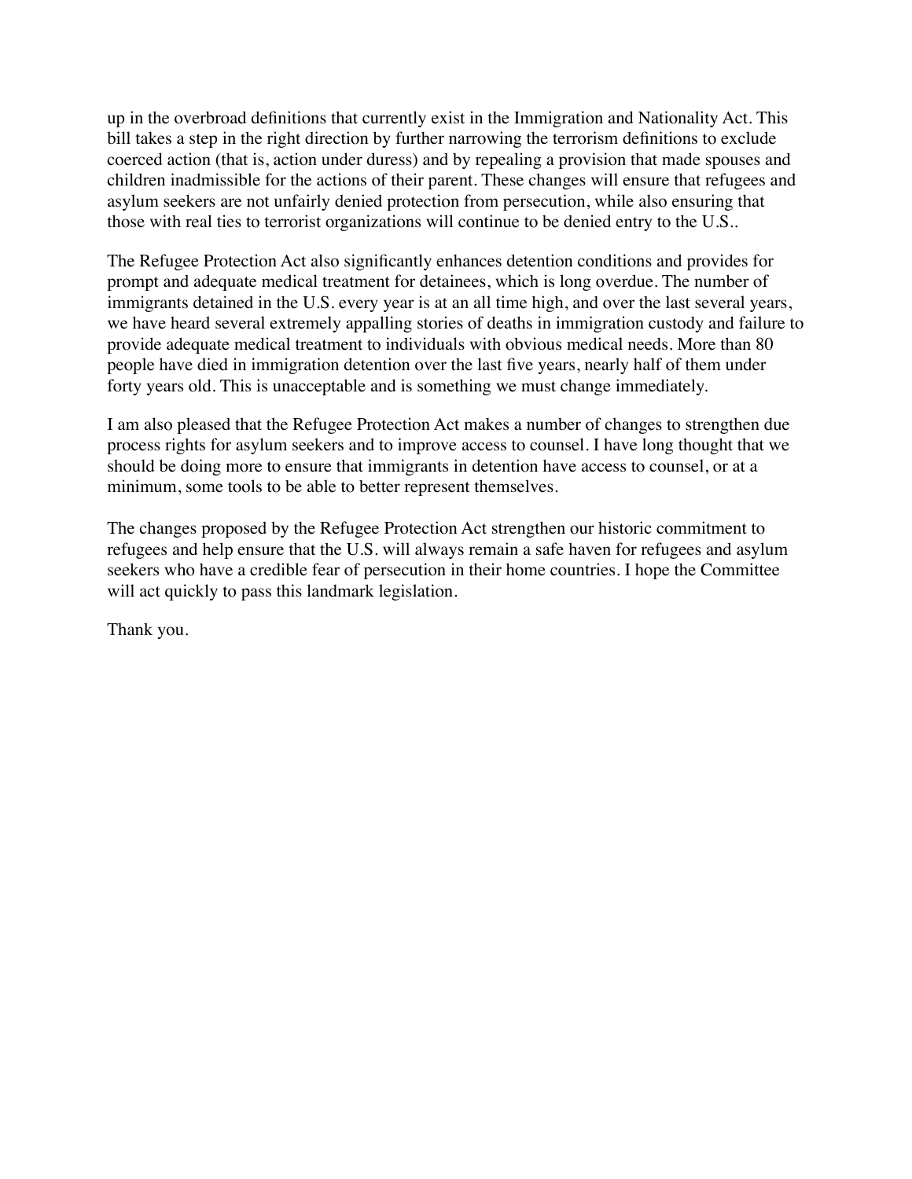up in the overbroad definitions that currently exist in the Immigration and Nationality Act. This bill takes a step in the right direction by further narrowing the terrorism definitions to exclude coerced action (that is, action under duress) and by repealing a provision that made spouses and children inadmissible for the actions of their parent. These changes will ensure that refugees and asylum seekers are not unfairly denied protection from persecution, while also ensuring that those with real ties to terrorist organizations will continue to be denied entry to the U.S..

The Refugee Protection Act also significantly enhances detention conditions and provides for prompt and adequate medical treatment for detainees, which is long overdue. The number of immigrants detained in the U.S. every year is at an all time high, and over the last several years, we have heard several extremely appalling stories of deaths in immigration custody and failure to provide adequate medical treatment to individuals with obvious medical needs. More than 80 people have died in immigration detention over the last five years, nearly half of them under forty years old. This is unacceptable and is something we must change immediately.

I am also pleased that the Refugee Protection Act makes a number of changes to strengthen due process rights for asylum seekers and to improve access to counsel. I have long thought that we should be doing more to ensure that immigrants in detention have access to counsel, or at a minimum, some tools to be able to better represent themselves.

The changes proposed by the Refugee Protection Act strengthen our historic commitment to refugees and help ensure that the U.S. will always remain a safe haven for refugees and asylum seekers who have a credible fear of persecution in their home countries. I hope the Committee will act quickly to pass this landmark legislation.

Thank you.